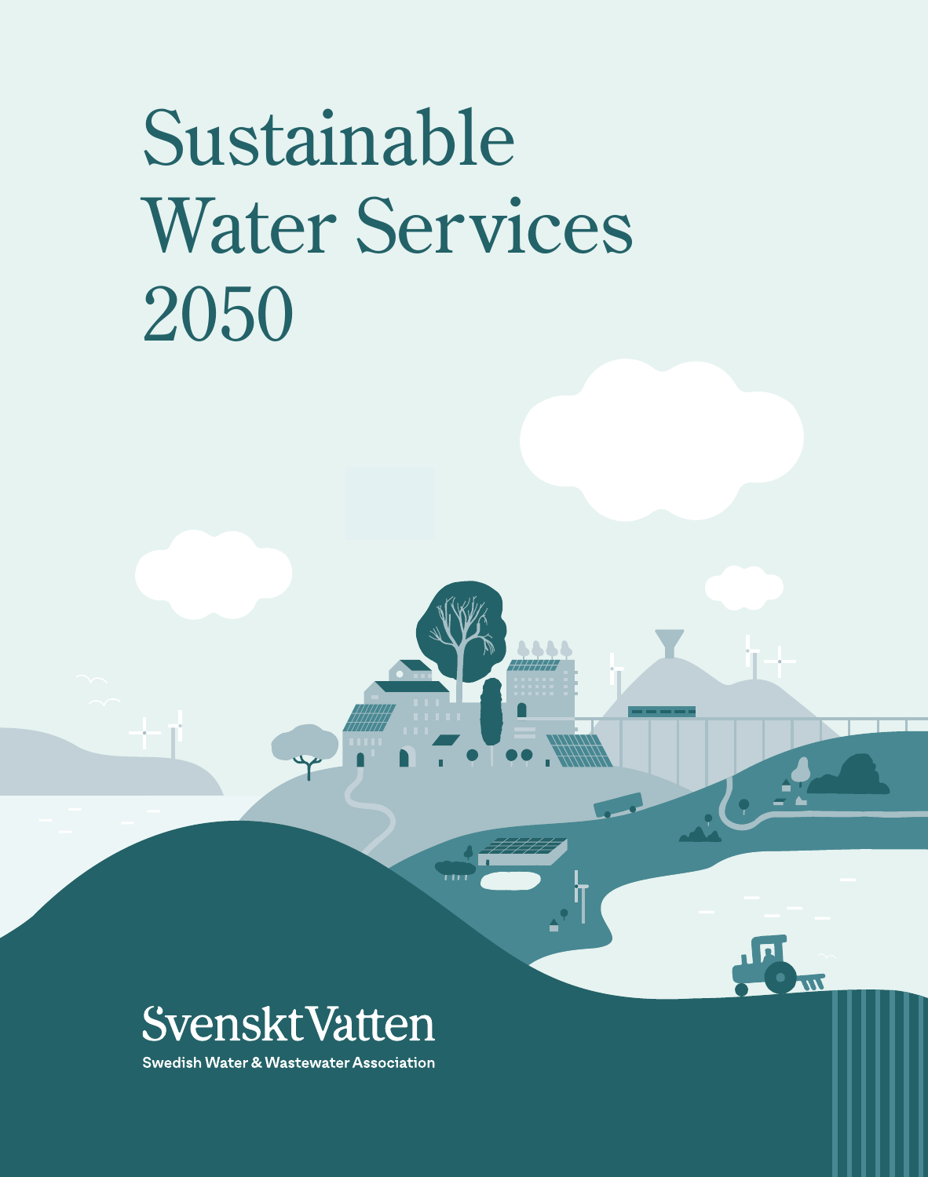# Sustainable Water Services 2050

Svenskt Vatten

Swedish Water & Wastewater Association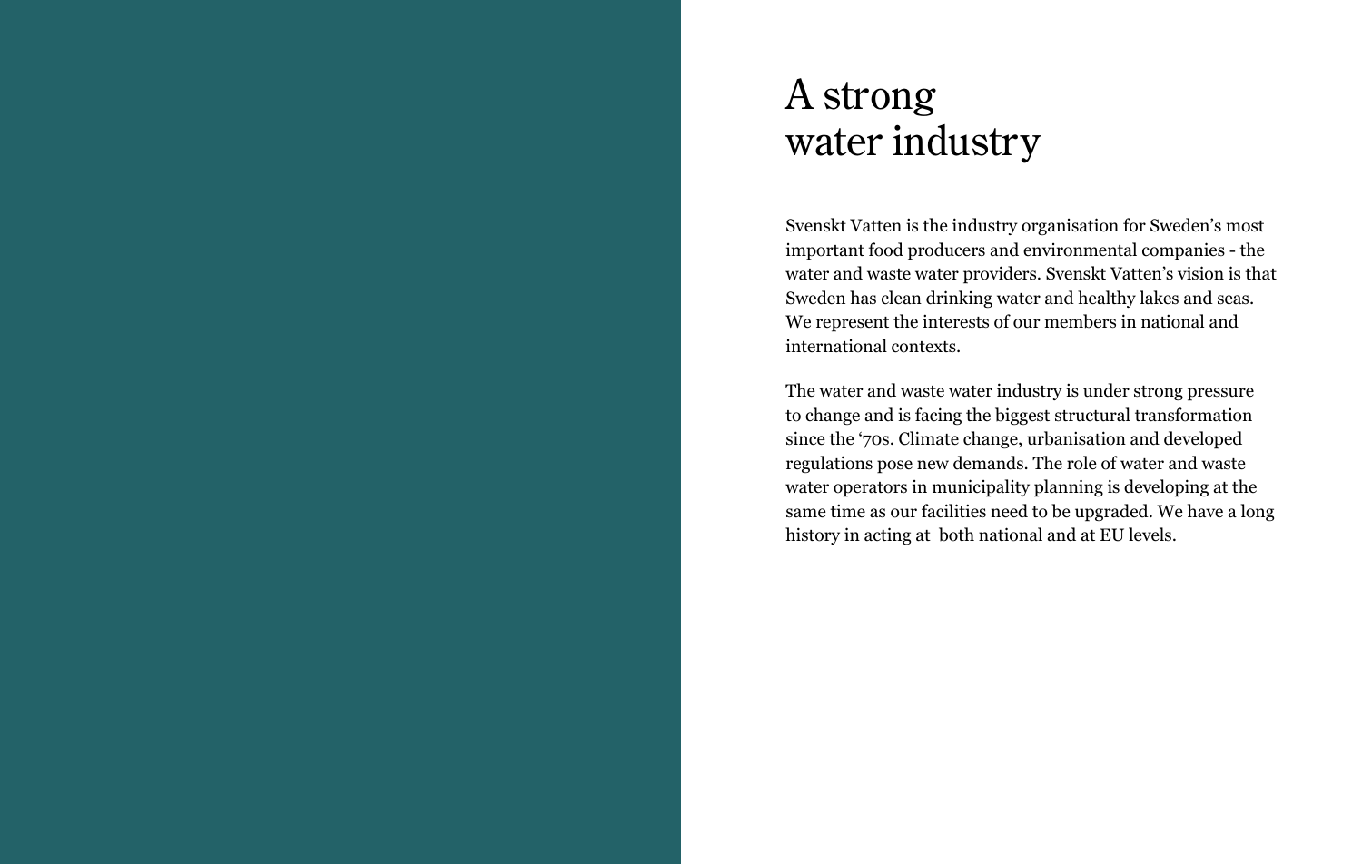# A strong water industry

Svenskt Vatten is the industry organisation for Sweden's most important food producers and environmental companies - the water and waste water providers. Svenskt Vatten's vision is that Sweden has clean drinking water and healthy lakes and seas. We represent the interests of our members in national and international contexts.

The water and waste water industry is under strong pressure to change and is facing the biggest structural transformation since the '70s. Climate change, urbanisation and developed regulations pose new demands. The role of water and waste water operators in municipality planning is developing at the same time as our facilities need to be upgraded. We have a long history in acting at both national and at EU levels.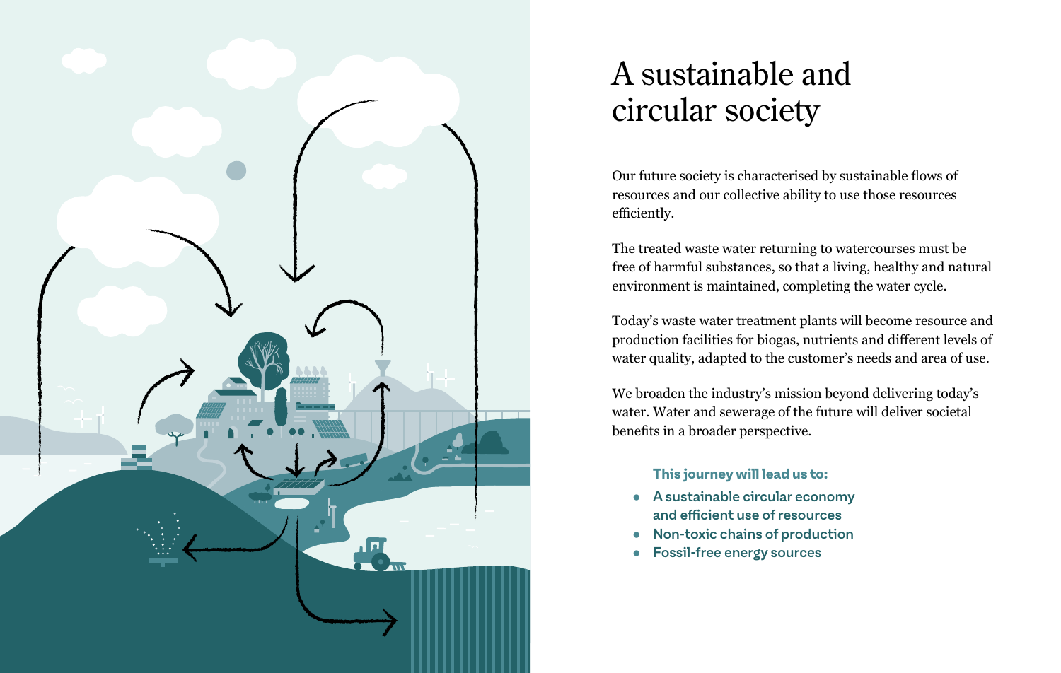# A sustainable and circular society

Our future society is characterised by sustainable flows of resources and our collective ability to use those resources efficiently.

The treated waste water returning to watercourses must be free of harmful substances, so that a living, healthy and natural environment is maintained, completing the water cycle.

Today's waste water treatment plants will become resource and production facilities for biogas, nutrients and different levels of water quality, adapted to the customer's needs and area of use.

We broaden the industry's mission beyond delivering today's water. Water and sewerage of the future will deliver societal benefits in a broader perspective.

**This journey will lead us to:**

- A sustainable circular economy and efficient use of resources
- Non-toxic chains of production
- Fossil-free energy sources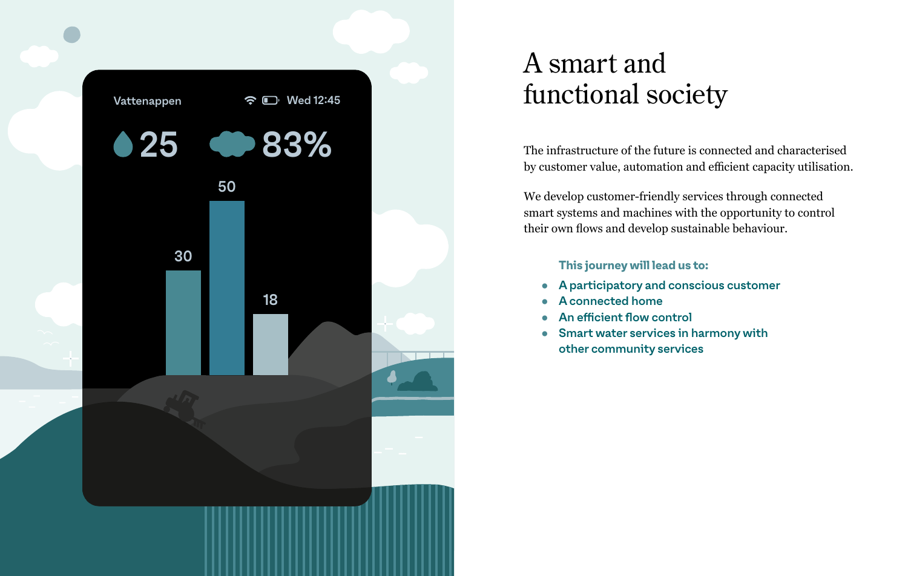# A smart and functional society

The infrastructure of the future is connected and characterised by customer value, automation and efficient capacity utilisation.

We develop customer-friendly services through connected smart systems and machines with the opportunity to control their own flows and develop sustainable behaviour.

**This journey will lead us to:**

- A participatory and conscious customer
- A connected home
- An efficient flow control
- Smart water services in harmony with other community services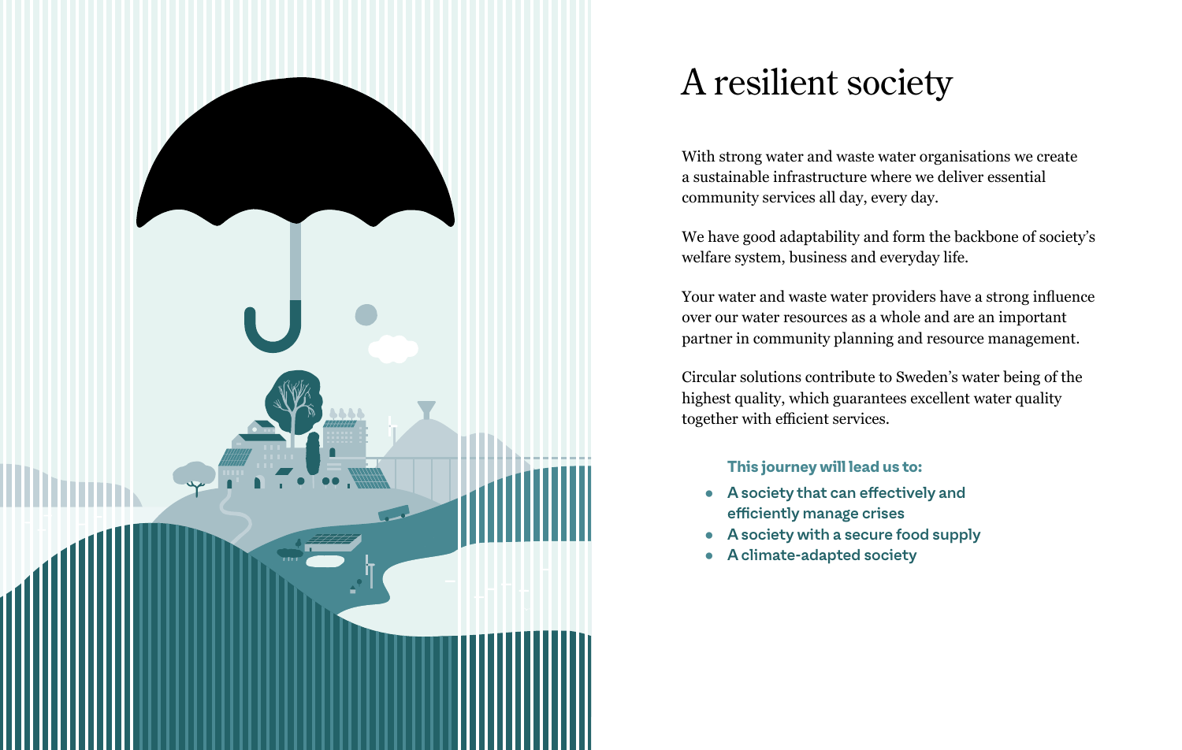# A resilient society

With strong water and waste water organisations we create a sustainable infrastructure where we deliver essential community services all day, every day.

We have good adaptability and form the backbone of society's welfare system, business and everyday life.

Your water and waste water providers have a strong influence over our water resources as a whole and are an important partner in community planning and resource management.

Circular solutions contribute to Sweden's water being of the highest quality, which guarantees excellent water quality together with efficient services.

**This journey will lead us to:**

- **A society that can effectively and efficiently manage crises**
- **A society with a secure food supply**
- **A climate-adapted society**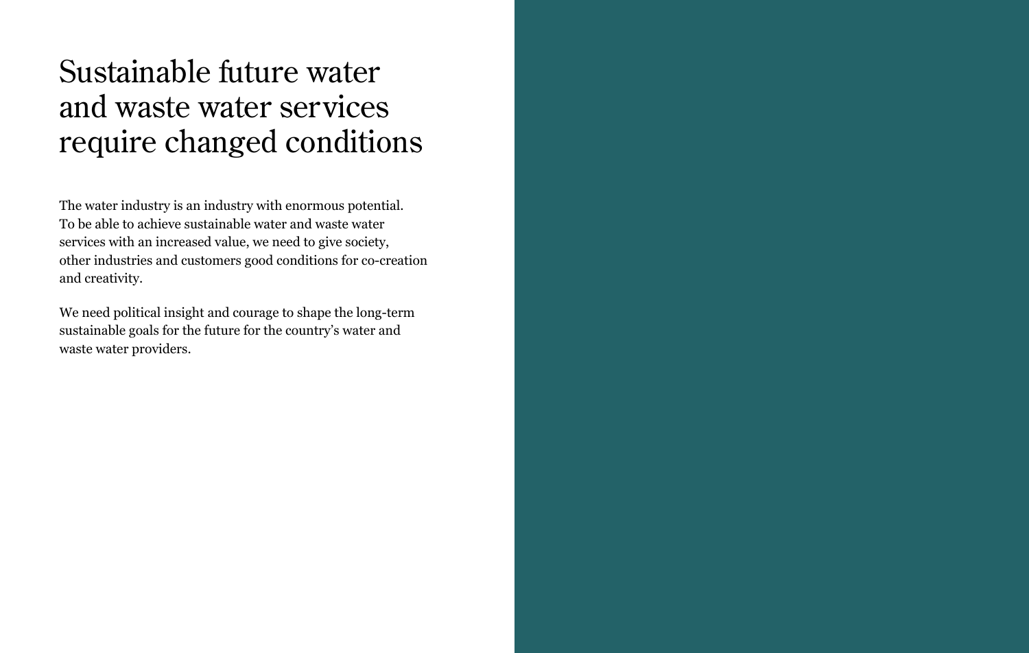# Sustainable future water and waste water services require changed conditions

The water industry is an industry with enormous potential. To be able to achieve sustainable water and waste water services with an increased value, we need to give society, other industries and customers good conditions for co-creation and creativity.

We need political insight and courage to shape the long-term sustainable goals for the future for the country's water and waste water providers.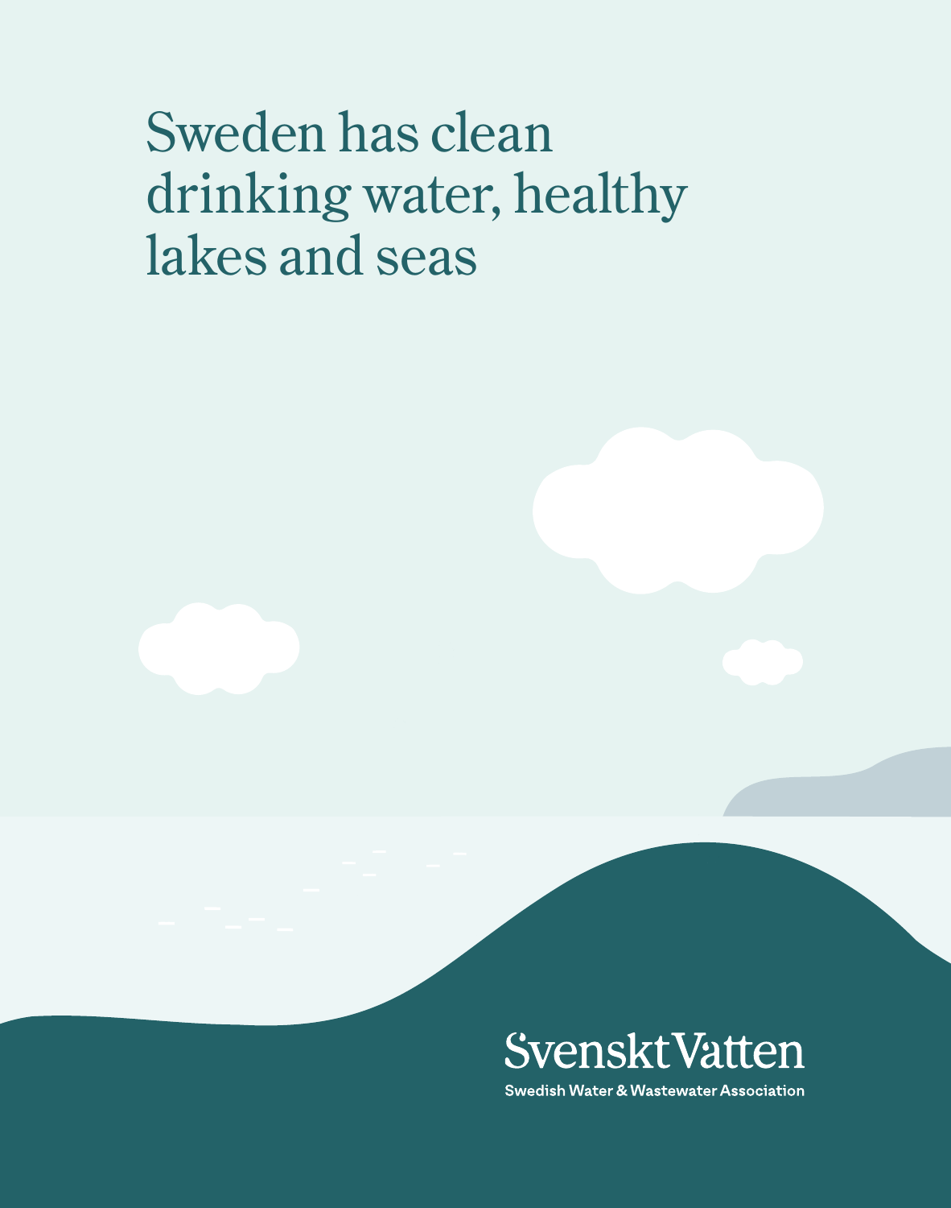# Sweden has clean drinking water, healthy lakes and seas

Svenskt Vatten

Swedish Water & Wastewater Association